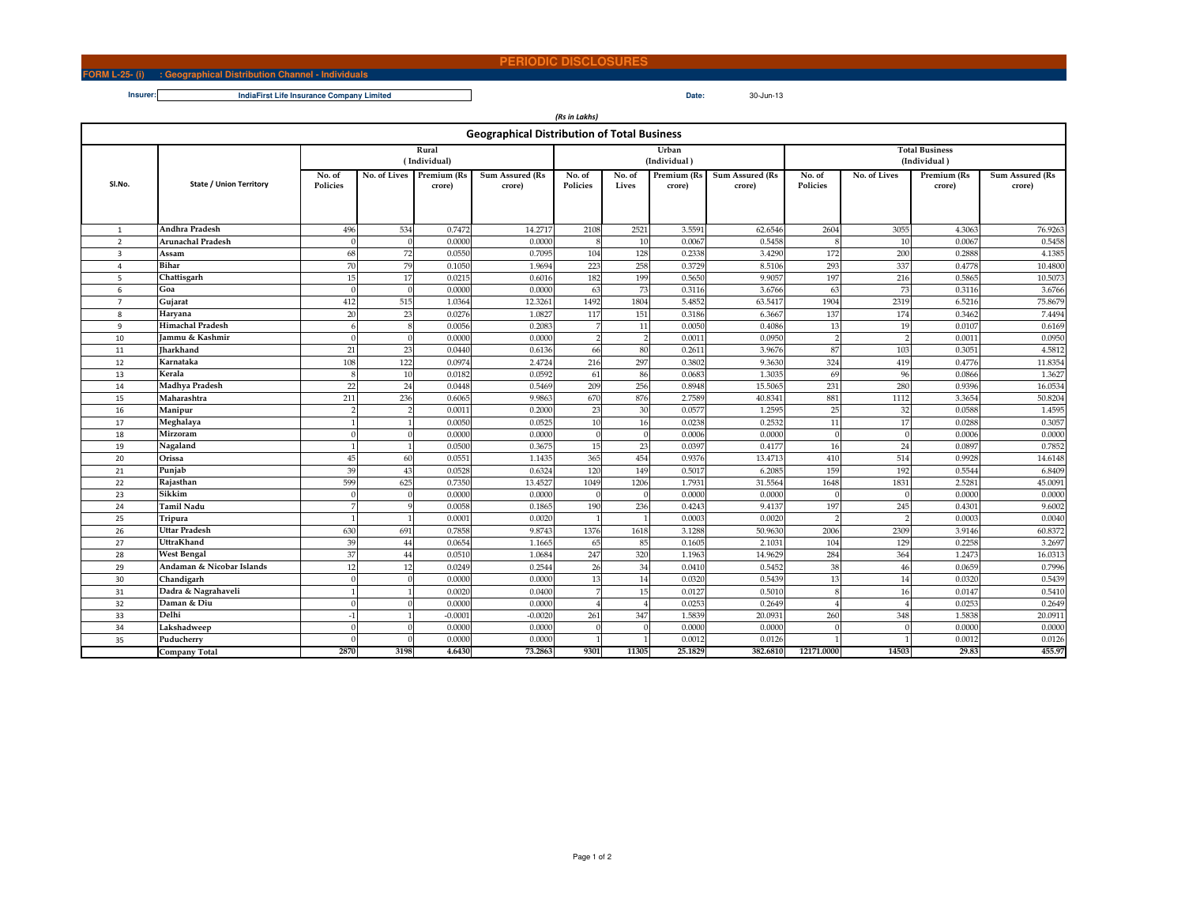# PERIODIC DISCLOSURES

**FORM L-25- (i) : Geographical Distribution Channel - Individuals**

**Insurer:** IndiaFirst Life Insurance Company Limited

**Date:** 30-Jun-13

*(Rs in Lakhs)*

## Geographical Distribution of Total Business

| Sl.No. | State / Union Territory | Rural (Individual) | | | | Urban (Individual) | | | | Total Business (Individual) | | | |
|---|---|---|---|---|---|---|---|---|---|---|---|---|---|
| | | No. of Policies | No. of Lives | Premium (Rs crore) | Sum Assured (Rs crore) | No. of Policies | No. of Lives | Premium (Rs crore) | Sum Assured (Rs crore) | No. of Policies | No. of Lives | Premium (Rs crore) | Sum Assured (Rs crore) |
| 1 | Andhra Pradesh | 496 | 534 | 0.7472 | 14.2717 | 2108 | 2521 | 3.5591 | 62.6546 | 2604 | 3055 | 4.3063 | 76.9263 |
| 2 | Arunachal Pradesh | 0 | 0 | 0.0000 | 0.0000 | 8 | 10 | 0.0067 | 0.5458 | 8 | 10 | 0.0067 | 0.5458 |
| 3 | Assam | 68 | 72 | 0.0550 | 0.7095 | 104 | 128 | 0.2338 | 3.4290 | 172 | 200 | 0.2888 | 4.1385 |
| 4 | Bihar | 70 | 79 | 0.1050 | 1.9694 | 223 | 258 | 0.3729 | 8.5106 | 293 | 337 | 0.4778 | 10.4800 |
| 5 | Chattisgarh | 15 | 17 | 0.0215 | 0.6016 | 182 | 199 | 0.5650 | 9.9057 | 197 | 216 | 0.5865 | 10.5073 |
| 6 | Goa | 0 | 0 | 0.0000 | 0.0000 | 63 | 73 | 0.3116 | 3.6766 | 63 | 73 | 0.3116 | 3.6766 |
| 7 | Gujarat | 412 | 515 | 1.0364 | 12.3261 | 1492 | 1804 | 5.4852 | 63.5417 | 1904 | 2319 | 6.5216 | 75.8679 |
| 8 | Haryana | 20 | 23 | 0.0276 | 1.0827 | 117 | 151 | 0.3186 | 6.3667 | 137 | 174 | 0.3462 | 7.4494 |
| 9 | Himachal Pradesh | 6 | 8 | 0.0056 | 0.2083 | 7 | 11 | 0.0050 | 0.4086 | 13 | 19 | 0.0107 | 0.6169 |
| 10 | Jammu & Kashmir | 0 | 0 | 0.0000 | 0.0000 | 2 | 2 | 0.0011 | 0.0950 | 2 | 2 | 0.0011 | 0.0950 |
| 11 | Jharkhand | 21 | 23 | 0.0440 | 0.6136 | 66 | 80 | 0.2611 | 3.9676 | 87 | 103 | 0.3051 | 4.5812 |
| 12 | Karnataka | 108 | 122 | 0.0974 | 2.4724 | 216 | 297 | 0.3802 | 9.3630 | 324 | 419 | 0.4776 | 11.8354 |
| 13 | Kerala | 8 | 10 | 0.0182 | 0.0592 | 61 | 86 | 0.0683 | 1.3035 | 69 | 96 | 0.0866 | 1.3627 |
| 14 | Madhya Pradesh | 22 | 24 | 0.0448 | 0.5469 | 209 | 256 | 0.8948 | 15.5065 | 231 | 280 | 0.9396 | 16.0534 |
| 15 | Maharashtra | 211 | 236 | 0.6065 | 9.9863 | 670 | 876 | 2.7589 | 40.8341 | 881 | 1112 | 3.3654 | 50.8204 |
| 16 | Manipur | 2 | 2 | 0.0011 | 0.2000 | 23 | 30 | 0.0577 | 1.2595 | 25 | 32 | 0.0588 | 1.4595 |
| 17 | Meghalaya | 1 | 1 | 0.0050 | 0.0525 | 10 | 16 | 0.0238 | 0.2532 | 11 | 17 | 0.0288 | 0.3057 |
| 18 | Mirzoram | 0 | 0 | 0.0000 | 0.0000 | 0 | 0 | 0.0006 | 0.0000 | 0 | 0 | 0.0006 | 0.0000 |
| 19 | Nagaland | 1 | 1 | 0.0500 | 0.3675 | 15 | 23 | 0.0397 | 0.4177 | 16 | 24 | 0.0897 | 0.7852 |
| 20 | Orissa | 45 | 60 | 0.0551 | 1.1435 | 365 | 454 | 0.9376 | 13.4713 | 410 | 514 | 0.9928 | 14.6148 |
| 21 | Punjab | 39 | 43 | 0.0528 | 0.6324 | 120 | 149 | 0.5017 | 6.2085 | 159 | 192 | 0.5544 | 6.8409 |
| 22 | Rajasthan | 599 | 625 | 0.7350 | 13.4527 | 1049 | 1206 | 1.7931 | 31.5564 | 1648 | 1831 | 2.5281 | 45.0091 |
| 23 | Sikkim | 0 | 0 | 0.0000 | 0.0000 | 0 | 0 | 0.0000 | 0.0000 | 0 | 0 | 0.0000 | 0.0000 |
| 24 | Tamil Nadu | 7 | 9 | 0.0058 | 0.1865 | 190 | 236 | 0.4243 | 9.4137 | 197 | 245 | 0.4301 | 9.6002 |
| 25 | Tripura | 1 | 1 | 0.0001 | 0.0020 | 1 | 1 | 0.0003 | 0.0020 | 2 | 2 | 0.0003 | 0.0040 |
| 26 | Uttar Pradesh | 630 | 691 | 0.7858 | 9.8743 | 1376 | 1618 | 3.1288 | 50.9630 | 2006 | 2309 | 3.9146 | 60.8372 |
| 27 | UttraKhand | 39 | 44 | 0.0654 | 1.1665 | 65 | 85 | 0.1605 | 2.1031 | 104 | 129 | 0.2258 | 3.2697 |
| 28 | West Bengal | 37 | 44 | 0.0510 | 1.0684 | 247 | 320 | 1.1963 | 14.9629 | 284 | 364 | 1.2473 | 16.0313 |
| 29 | Andaman & Nicobar Islands | 12 | 12 | 0.0249 | 0.2544 | 26 | 34 | 0.0410 | 0.5452 | 38 | 46 | 0.0659 | 0.7996 |
| 30 | Chandigarh | 0 | 0 | 0.0000 | 0.0000 | 13 | 14 | 0.0320 | 0.5439 | 13 | 14 | 0.0320 | 0.5439 |
| 31 | Dadra & Nagrahaveli | 1 | 1 | 0.0020 | 0.0400 | 7 | 15 | 0.0127 | 0.5010 | 8 | 16 | 0.0147 | 0.5410 |
| 32 | Daman & Diu | 0 | 0 | 0.0000 | 0.0000 | 4 | 4 | 0.0253 | 0.2649 | 4 | 4 | 0.0253 | 0.2649 |
| 33 | Delhi | -1 | 1 | -0.0001 | -0.0020 | 261 | 347 | 1.5839 | 20.0931 | 260 | 348 | 1.5838 | 20.0911 |
| 34 | Lakshadweep | 0 | 0 | 0.0000 | 0.0000 | 0 | 0 | 0.0000 | 0.0000 | 0 | 0 | 0.0000 | 0.0000 |
| 35 | Puducherry | 0 | 0 | 0.0000 | 0.0000 | 1 | 1 | 0.0012 | 0.0126 | 1 | 1 | 0.0012 | 0.0126 |
| | **Company Total** | **2870** | **3198** | **4.6430** | **73.2863** | **9301** | **11305** | **25.1829** | **382.6810** | **12171.0000** | **14503** | **29.83** | **455.97** |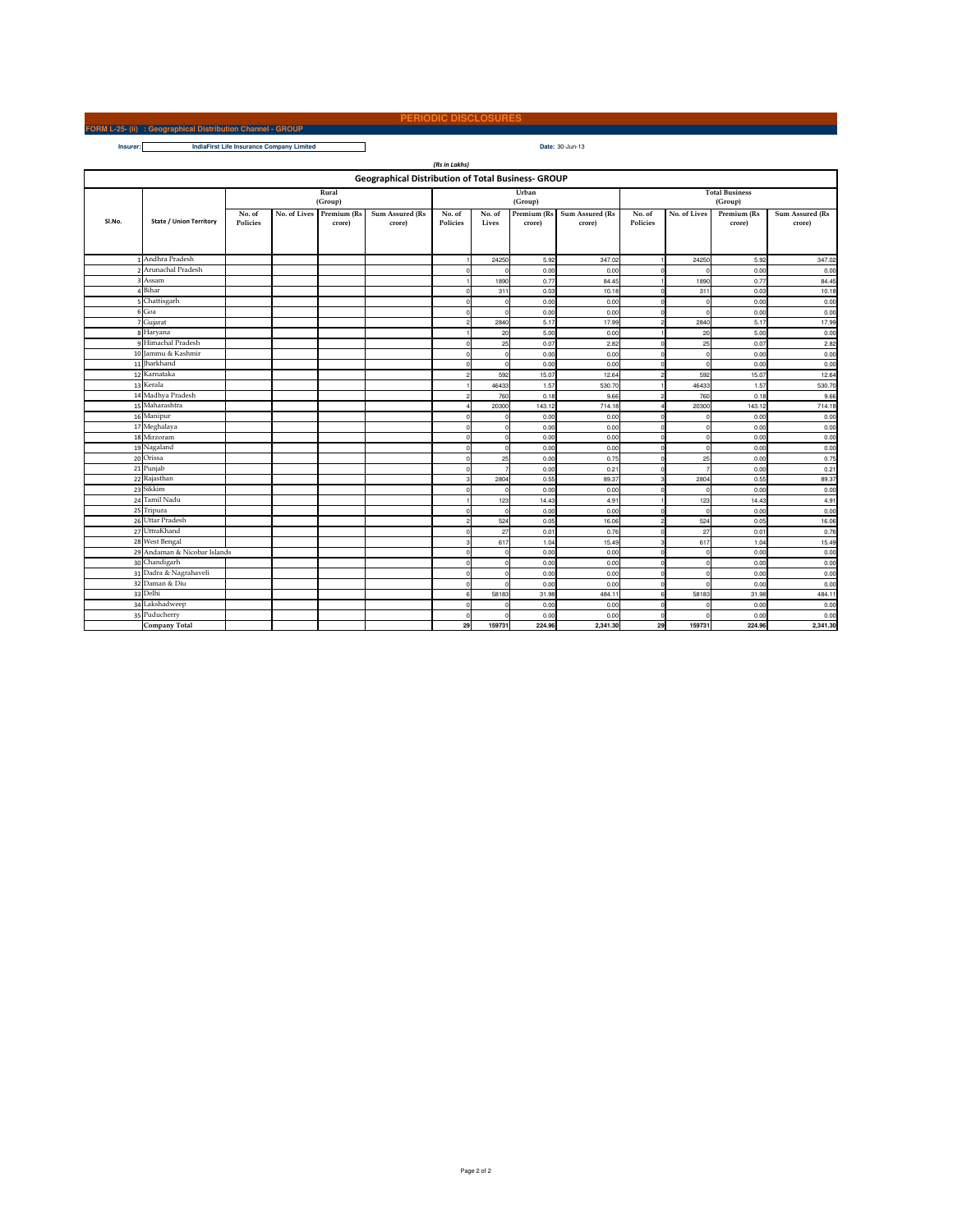# PERIODIC DISCLOSURES

**FORM L-25- (ii) : Geographical Distribution Channel - GROUP**

**Insurer:** IndiaFirst Life Insurance Company Limited

**Date:** 30-Jun-13

*(Rs in Lakhs)*

## Geographical Distribution of Total Business- GROUP

| Sl.No. | State / Union Territory | Rural (Group) | | | | Urban (Group) | | | | Total Business (Group) | | | |
|---|---|---|---|---|---|---|---|---|---|---|---|---|---|
| | | No. of Policies | No. of Lives | Premium (Rs crore) | Sum Assured (Rs crore) | No. of Policies | No. of Lives | Premium (Rs crore) | Sum Assured (Rs crore) | No. of Policies | No. of Lives | Premium (Rs crore) | Sum Assured (Rs crore) |
| 1 | Andhra Pradesh | | | | | 1 | 24250 | 5.92 | 347.02 | 1 | 24250 | 5.92 | 347.02 |
| 2 | Arunachal Pradesh | | | | | 0 | 0 | 0.00 | 0.00 | 0 | 0 | 0.00 | 0.00 |
| 3 | Assam | | | | | 1 | 1890 | 0.77 | 84.45 | 1 | 1890 | 0.77 | 84.45 |
| 4 | Bihar | | | | | 0 | 311 | 0.03 | 10.18 | 0 | 311 | 0.03 | 10.18 |
| 5 | Chattisgarh | | | | | 0 | 0 | 0.00 | 0.00 | 0 | 0 | 0.00 | 0.00 |
| 6 | Goa | | | | | 0 | 0 | 0.00 | 0.00 | 0 | 0 | 0.00 | 0.00 |
| 7 | Gujarat | | | | | 2 | 2840 | 5.17 | 17.99 | 2 | 2840 | 5.17 | 17.99 |
| 8 | Haryana | | | | | 1 | 20 | 5.00 | 0.00 | 1 | 20 | 5.00 | 0.00 |
| 9 | Himachal Pradesh | | | | | 0 | 25 | 0.07 | 2.82 | 0 | 25 | 0.07 | 2.82 |
| 10 | Jammu & Kashmir | | | | | 0 | 0 | 0.00 | 0.00 | 0 | 0 | 0.00 | 0.00 |
| 11 | Jharkhand | | | | | 0 | 0 | 0.00 | 0.00 | 0 | 0 | 0.00 | 0.00 |
| 12 | Karnataka | | | | | 2 | 592 | 15.07 | 12.64 | 2 | 592 | 15.07 | 12.64 |
| 13 | Kerala | | | | | 1 | 46433 | 1.57 | 530.70 | 1 | 46433 | 1.57 | 530.70 |
| 14 | Madhya Pradesh | | | | | 2 | 760 | 0.18 | 9.66 | 2 | 760 | 0.18 | 9.66 |
| 15 | Maharashtra | | | | | 4 | 20300 | 143.12 | 714.18 | 4 | 20300 | 143.12 | 714.18 |
| 16 | Manipur | | | | | 0 | 0 | 0.00 | 0.00 | 0 | 0 | 0.00 | 0.00 |
| 17 | Meghalaya | | | | | 0 | 0 | 0.00 | 0.00 | 0 | 0 | 0.00 | 0.00 |
| 18 | Mirzoram | | | | | 0 | 0 | 0.00 | 0.00 | 0 | 0 | 0.00 | 0.00 |
| 19 | Nagaland | | | | | 0 | 0 | 0.00 | 0.00 | 0 | 0 | 0.00 | 0.00 |
| 20 | Orissa | | | | | 0 | 25 | 0.00 | 0.75 | 0 | 25 | 0.00 | 0.75 |
| 21 | Punjab | | | | | 0 | 7 | 0.00 | 0.21 | 0 | 7 | 0.00 | 0.21 |
| 22 | Rajasthan | | | | | 3 | 2804 | 0.55 | 89.37 | 3 | 2804 | 0.55 | 89.37 |
| 23 | Sikkim | | | | | 0 | 0 | 0.00 | 0.00 | 0 | 0 | 0.00 | 0.00 |
| 24 | Tamil Nadu | | | | | 1 | 123 | 14.43 | 4.91 | 1 | 123 | 14.43 | 4.91 |
| 25 | Tripura | | | | | 0 | 0 | 0.00 | 0.00 | 0 | 0 | 0.00 | 0.00 |
| 26 | Uttar Pradesh | | | | | 2 | 524 | 0.05 | 16.06 | 2 | 524 | 0.05 | 16.06 |
| 27 | UttraKhand | | | | | 0 | 27 | 0.01 | 0.76 | 0 | 27 | 0.01 | 0.76 |
| 28 | West Bengal | | | | | 3 | 617 | 1.04 | 15.49 | 3 | 617 | 1.04 | 15.49 |
| 29 | Andaman & Nicobar Islands | | | | | 0 | 0 | 0.00 | 0.00 | 0 | 0 | 0.00 | 0.00 |
| 30 | Chandigarh | | | | | 0 | 0 | 0.00 | 0.00 | 0 | 0 | 0.00 | 0.00 |
| 31 | Dadra & Nagrahaveli | | | | | 0 | 0 | 0.00 | 0.00 | 0 | 0 | 0.00 | 0.00 |
| 32 | Daman & Diu | | | | | 0 | 0 | 0.00 | 0.00 | 0 | 0 | 0.00 | 0.00 |
| 33 | Delhi | | | | | 6 | 58183 | 31.98 | 484.11 | 6 | 58183 | 31.98 | 484.11 |
| 34 | Lakshadweep | | | | | 0 | 0 | 0.00 | 0.00 | 0 | 0 | 0.00 | 0.00 |
| 35 | Puducherry | | | | | 0 | 0 | 0.00 | 0.00 | 0 | 0 | 0.00 | 0.00 |
| | **Company Total** | | | | | **29** | **159731** | **224.96** | **2,341.30** | **29** | **159731** | **224.96** | **2,341.30** |